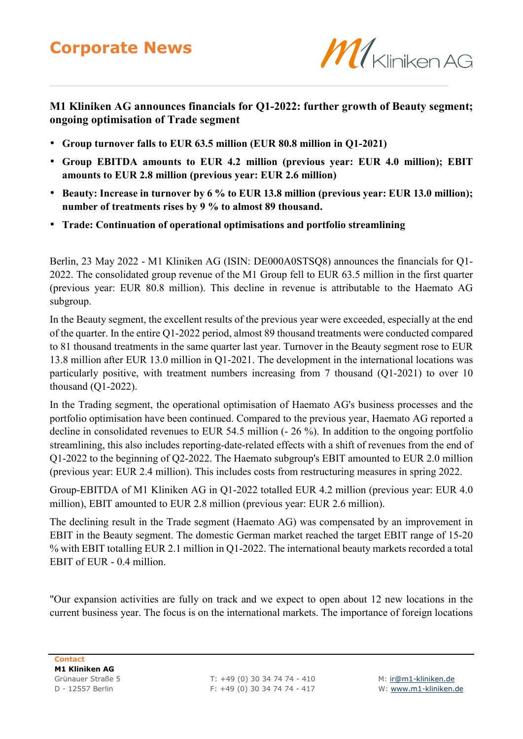# Corporate News

**M1 Kliniken AG announces financials for Q1-2022: further growth of Beauty segment; ongoing optimisation of Trade segment**

- **Group turnover falls to EUR 63.5 million (EUR 80.8 million in Q1-2021)**
- **Group EBITDA amounts to EUR 4.2 million (previous year: EUR 4.0 million); EBIT amounts to EUR 2.8 million (previous year: EUR 2.6 million)**
- **Beauty: Increase in turnover by 6 % to EUR 13.8 million (previous year: EUR 13.0 million); number of treatments rises by 9 % to almost 89 thousand.**
- **Trade: Continuation of operational optimisations and portfolio streamlining**

Berlin, 23 May 2022 - M1 Kliniken AG (ISIN: DE000A0STSQ8) announces the financials for Q1-2022. The consolidated group revenue of the M1 Group fell to EUR 63.5 million in the first quarter (previous year: EUR 80.8 million). This decline in revenue is attributable to the Haemato AG subgroup.

In the Beauty segment, the excellent results of the previous year were exceeded, especially at the end of the quarter. In the entire Q1-2022 period, almost 89 thousand treatments were conducted compared to 81 thousand treatments in the same quarter last year. Turnover in the Beauty segment rose to EUR 13.8 million after EUR 13.0 million in Q1-2021. The development in the international locations was particularly positive, with treatment numbers increasing from 7 thousand (Q1-2021) to over 10 thousand (Q1-2022).

In the Trading segment, the operational optimisation of Haemato AG's business processes and the portfolio optimisation have been continued. Compared to the previous year, Haemato AG reported a decline in consolidated revenues to EUR 54.5 million (- 26 %). In addition to the ongoing portfolio streamlining, this also includes reporting-date-related effects with a shift of revenues from the end of Q1-2022 to the beginning of Q2-2022. The Haemato subgroup's EBIT amounted to EUR 2.0 million (previous year: EUR 2.4 million). This includes costs from restructuring measures in spring 2022.

Group-EBITDA of M1 Kliniken AG in Q1-2022 totalled EUR 4.2 million (previous year: EUR 4.0 million), EBIT amounted to EUR 2.8 million (previous year: EUR 2.6 million).

The declining result in the Trade segment (Haemato AG) was compensated by an improvement in EBIT in the Beauty segment. The domestic German market reached the target EBIT range of 15-20 % with EBIT totalling EUR 2.1 million in Q1-2022. The international beauty markets recorded a total EBIT of EUR - 0.4 million.

"Our expansion activities are fully on track and we expect to open about 12 new locations in the current business year. The focus is on the international markets. The importance of foreign locations

**Contact**
**M1 Kliniken AG**
Grünauer Straße 5
D - 12557 Berlin

T: +49 (0) 30 34 74 74 - 410
F: +49 (0) 30 34 74 74 - 417

M: ir@m1-kliniken.de
W: www.m1-kliniken.de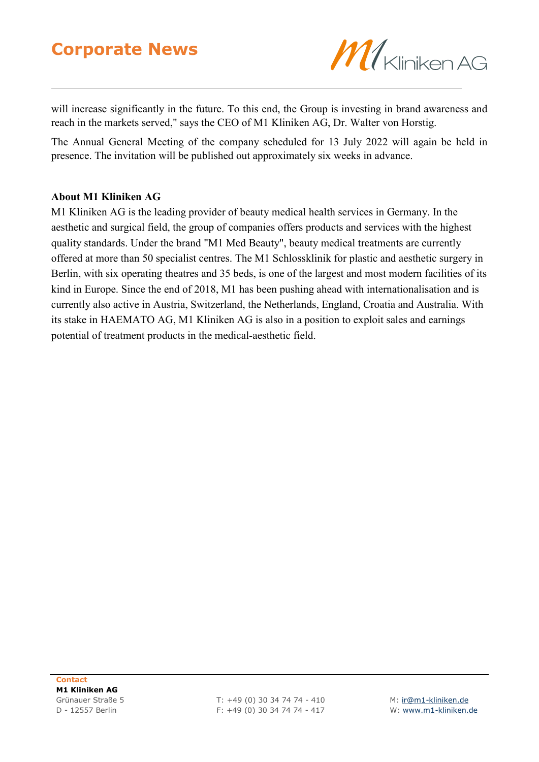will increase significantly in the future. To this end, the Group is investing in brand awareness and reach in the markets served," says the CEO of M1 Kliniken AG, Dr. Walter von Horstig.

The Annual General Meeting of the company scheduled for 13 July 2022 will again be held in presence. The invitation will be published out approximately six weeks in advance.

**About M1 Kliniken AG**

M1 Kliniken AG is the leading provider of beauty medical health services in Germany. In the aesthetic and surgical field, the group of companies offers products and services with the highest quality standards. Under the brand "M1 Med Beauty", beauty medical treatments are currently offered at more than 50 specialist centres. The M1 Schlossklinik for plastic and aesthetic surgery in Berlin, with six operating theatres and 35 beds, is one of the largest and most modern facilities of its kind in Europe. Since the end of 2018, M1 has been pushing ahead with internationalisation and is currently also active in Austria, Switzerland, the Netherlands, England, Croatia and Australia. With its stake in HAEMATO AG, M1 Kliniken AG is also in a position to exploit sales and earnings potential of treatment products in the medical-aesthetic field.

**Contact**
**M1 Kliniken AG**
Grünauer Straße 5
D - 12557 Berlin

T: +49 (0) 30 34 74 74 - 410
F: +49 (0) 30 34 74 74 - 417

M: ir@m1-kliniken.de
W: www.m1-kliniken.de